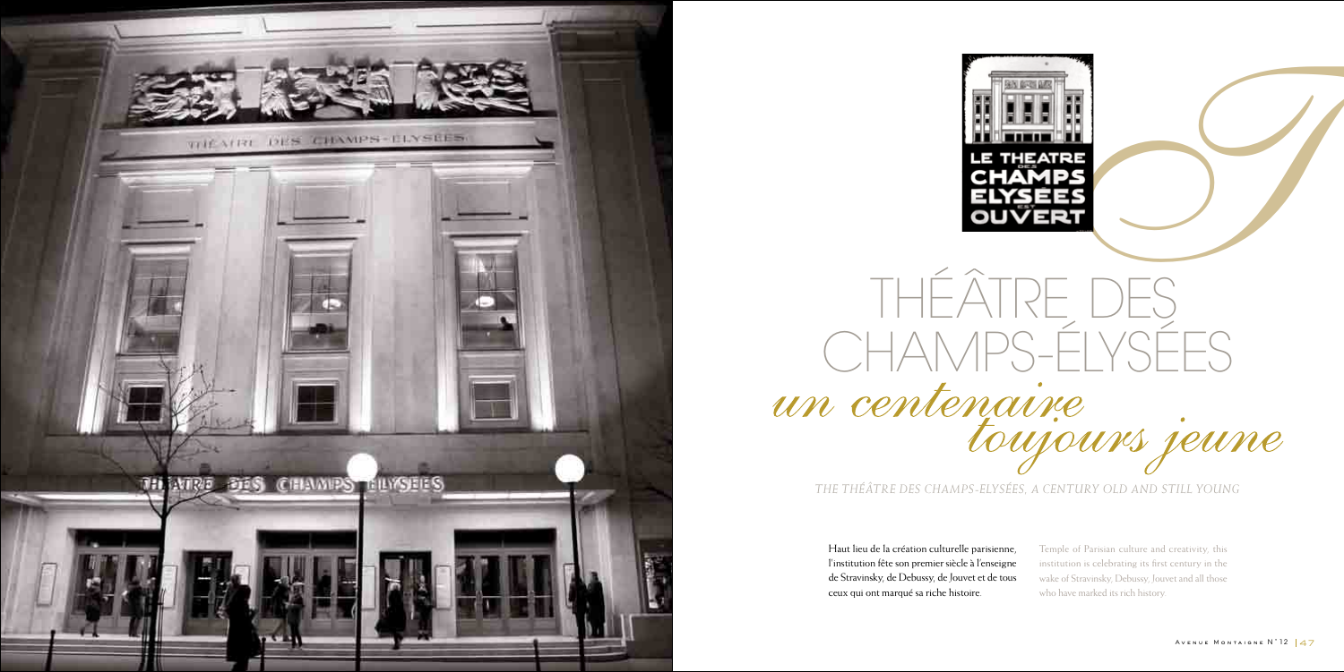# THÉÂTRE DES CHAMPS-ÉLYSÉES

## *un centenaire toujours jeune*

*THE THÉÂTRE DES CHAMPS-ELYSÉES, A CENTURY OLD AND STILL YOUNG*

Haut lieu de la création culturelle parisienne, l'institution fête son premier siècle à l'enseigne de Stravinsky, de Debussy, de Jouvet et de tous ceux qui ont marqué sa riche histoire.

Temple of Parisian culture and creativity, this institution is celebrating its first century in the wake of Stravinsky, Debussy, Jouvet and all those who have marked its rich history.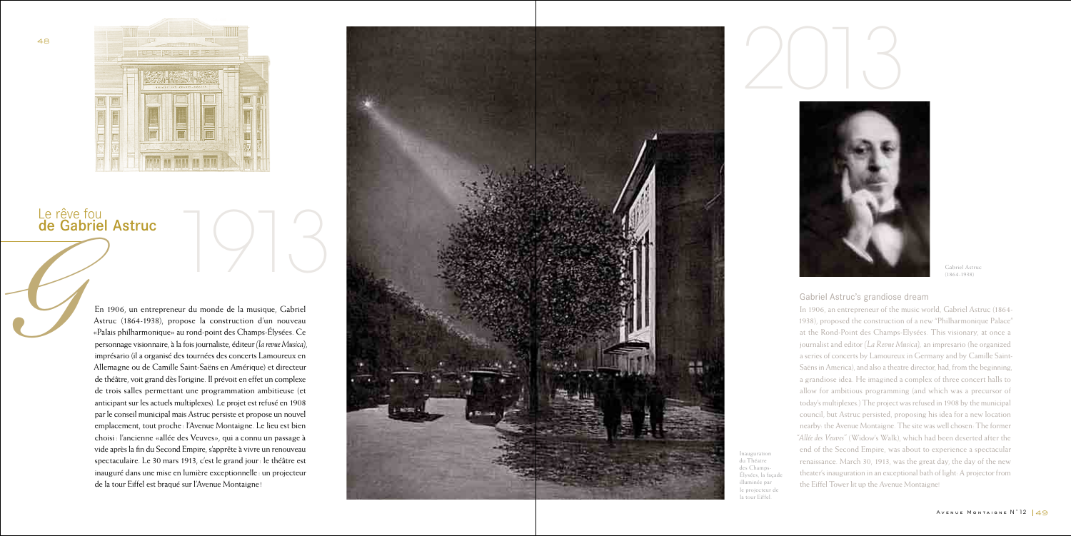# Le rêve fou de Gabriel Astruc

1913

En 1906, un entrepreneur du monde de la musique, Gabriel Astruc (1864-1938), propose la construction d'un nouveau «Palais philharmonique» au rond-point des Champs-Élysées. Ce personnage visionnaire, à la fois journaliste, éditeur (*la revue Musica*), imprésario (il a organisé des tournées des concerts Lamoureux en Allemagne ou de Camille Saint-Saëns en Amérique) et directeur de théâtre, voit grand dès l'origine. Il prévoit en effet un complexe de trois salles permettant une programmation ambitieuse (et anticipant sur les actuels multiplexes). Le projet est refusé en 1908 par le conseil municipal mais Astruc persiste et propose un nouvel emplacement, tout proche : l'Avenue Montaigne. Le lieu est bien choisi : l'ancienne «allée des Veuves», qui a connu un passage à vide après la fin du Second Empire, s'apprête à vivre un renouveau spectaculaire. Le 30 mars 1913, c'est le grand jour : le théâtre est inauguré dans une mise en lumière exceptionnelle : un projecteur de la tour Eiffel est braqué sur l'Avenue Montaigne !

Inauguration du Théâtre des Champs-Élysées, la façade illuminée par le projecteur de la tour Eiffel

2013

Gabriel Astruc (1864-1938)

## Gabriel Astruc's grandiose dream

In 1906, an entrepreneur of the music world, Gabriel Astruc (1864-1938), proposed the construction of a new "Philharmonique Palace" at the Rond-Point des Champs-Elysées. This visionary, at once a journalist and editor (*La Revue Musica*), an impresario (he organized a series of concerts by Lamoureux in Germany and by Camille Saint-Saëns in America), and also a theatre director, had, from the beginning, a grandiose idea. He imagined a complex of three concert halls to allow for ambitious programming (and which was a precursor of today's multiplexes.) The project was refused in 1908 by the municipal council, but Astruc persisted, proposing his idea for a new location nearby: the Avenue Montaigne. The site was well chosen: The former "*Allée des Veuves*" (Widow's Walk), which had been deserted after the end of the Second Empire, was about to experience a spectacular renaissance. March 30, 1913, was the great day, the day of the new theater's inauguration in an exceptional bath of light: A projector from the Eiffel Tower lit up the Avenue Montaigne!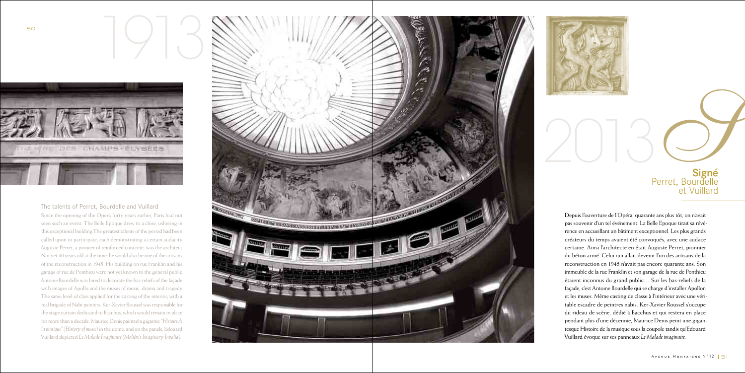1913

## The talents of Perret, Bourdelle and Vuillard

Since the opening of the Opera forty years earlier, Paris had not seen such an event. The Belle Epoque drew to a close, ushering in this exceptional building. The greatest talents of the period had been called upon to participate, each demonstrating a certain audacity. Auguste Perret, a pioneer of reinforced concrete, was the architect. Not yet 40 years old at the time, he would also be one of the artisans of the reconstruction in 1945. His building on rue Franklin and his garage of rue de Ponthieu were not yet known to the general public. Antoine Bourdelle was hired to decorate the bas-reliefs of the façade with images of Apollo and the muses of music, drama and tragedy. The same level of class applied for the casting of the interior, with a real brigade of Nabi painters. Ker-Xavier Roussel was responsible for the stage curtain dedicated to Bacchus, which would remain in place for more than a decade. Maurice Denis painted a gigantic *"Histoire de la musique"* (*History of music*) in the dome, and on the panels, Edouard Vuillard depicted *Le Malade Imaginaire* (*Molière's Imaginary Invalid*).

2013

## Signé Perret, Bourdelle et Vuillard

Depuis l'ouverture de l'Opéra, quarante ans plus tôt, on n'avait pas souvenir d'un tel événement. La Belle Epoque tirait sa révérence en accueillant un bâtiment exceptionnel. Les plus grands créateurs du temps avaient été convoqués, avec une audace certaine. Ainsi l'architecte en était Auguste Perret, pionnier du béton armé. Celui qui allait devenir l'un des artisans de la reconstruction en 1945 n'avait pas encore quarante ans. Son immeuble de la rue Franklin et son garage de la rue de Ponthieu étaient inconnus du grand public… Sur les bas-reliefs de la façade, c'est Antoine Bourdelle qui se charge d'installer Apollon et les muses. Même casting de classe à l'intérieur avec une véritable escadre de peintres nabis. Ker-Xavier Roussel s'occupe du rideau de scène, dédié à Bacchus et qui restera en place pendant plus d'une décennie, Maurice Denis peint une gigantesque Histoire de la musique sous la coupole tandis qu'Edouard Vuillard évoque sur ses panneaux *Le Malade imaginaire*.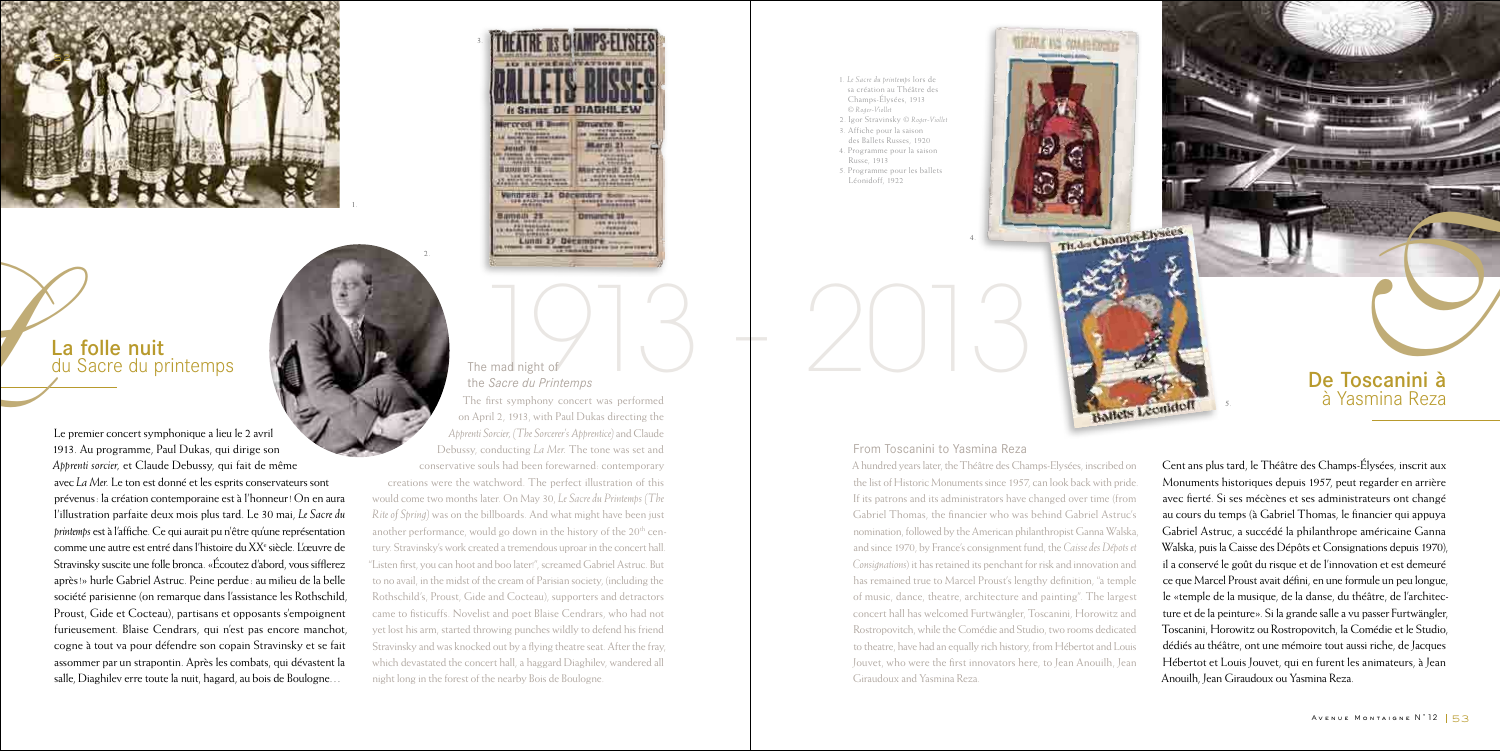## La folle nuit du Sacre du printemps

Le premier concert symphonique a lieu le 2 avril 1913. Au programme, Paul Dukas, qui dirige son *Apprenti sorcier*, et Claude Debussy, qui fait de même avec *La Mer*. Le ton est donné et les esprits conservateurs sont prévenus : la création contemporaine est à l'honneur ! On en aura l'illustration parfaite deux mois plus tard. Le 30 mai, *Le Sacre du printemps* est à l'affiche. Ce qui aurait pu n'être qu'une représentation comme une autre est entré dans l'histoire du XXe siècle. L'œuvre de Stravinsky suscite une folle bronca. « Écoutez d'abord, vous sifflerez après ! » hurle Gabriel Astruc. Peine perdue : au milieu de la belle société parisienne (on remarque dans l'assistance les Rothschild, Proust, Gide et Cocteau), partisans et opposants s'empoignent furieusement. Blaise Cendrars, qui n'est pas encore manchot, cogne à tout va pour défendre son copain Stravinsky et se fait assommer par un strapontin. Après les combats, qui dévastent la salle, Diaghilev erre toute la nuit, hagard, au bois de Boulogne…

### The mad night of the *Sacre du Printemps*

The first symphony concert was performed on April 2, 1913, with Paul Dukas directing the *Apprenti Sorcier*, (*The Sorcerer's Apprentice*) and Claude Debussy, conducting *La Mer*. The tone was set and conservative souls had been forewarned: contemporary creations were the watchword. The perfect illustration of this would come two months later. On May 30, *Le Sacre du Printemps* (*The Rite of Spring*) was on the billboards. And what might have been just another performance, would go down in the history of the 20th century. Stravinsky's work created a tremendous uproar in the concert hall. "Listen first, you can hoot and boo later!", screamed Gabriel Astruc. But to no avail, in the midst of the cream of Parisian society, (including the Rothschild's, Proust, Gide and Cocteau), supporters and detractors came to fisticuffs. Novelist and poet Blaise Cendrars, who had not yet lost his arm, started throwing punches wildly to defend his friend Stravinsky and was knocked out by a flying theatre seat. After the fray, which devastated the concert hall, a haggard Diaghilev, wandered all night long in the forest of the nearby Bois de Boulogne.

1913 – 2013

1. *Le Sacre du printemps* lors de sa création au Théâtre des Champs-Élysées, 1913 © Roger-Viollet
2. Igor Stravinsky © Roger-Viollet
3. Affiche pour la saison des Ballets Russes, 1920
4. Programme pour la saison Russe, 1913
5. Programme pour les ballets Léonidoff, 1922

### From Toscanini to Yasmina Reza

A hundred years later, the Théâtre des Champs-Elysées, inscribed on the list of Historic Monuments since 1957, can look back with pride. If its patrons and its administrators have changed over time (from Gabriel Thomas, the financier who was behind Gabriel Astruc's nomination, followed by the American philanthropist Ganna Walska, and since 1970, by France's consignment fund, the *Caisse des Dépôts et Consignations*) it has retained its penchant for risk and innovation and has remained true to Marcel Proust's lengthy definition, "a temple of music, dance, theatre, architecture and painting". The largest concert hall has welcomed Furtwängler, Toscanini, Horowitz and Rostropovitch, while the Comédie and Studio, two rooms dedicated to theatre, have had an equally rich history, from Hébertot and Louis Jouvet, who were the first innovators here, to Jean Anouilh, Jean Giraudoux and Yasmina Reza.

## De Toscanini à à Yasmina Reza

Cent ans plus tard, le Théâtre des Champs-Élysées, inscrit aux Monuments historiques depuis 1957, peut regarder en arrière avec fierté. Si ses mécènes et ses administrateurs ont changé au cours du temps (à Gabriel Thomas, le financier qui appuya Gabriel Astruc, a succédé la philanthrope américaine Ganna Walska, puis la Caisse des Dépôts et Consignations depuis 1970), il a conservé le goût du risque et de l'innovation et est demeuré ce que Marcel Proust avait défini, en une formule un peu longue, le « temple de la musique, de la danse, du théâtre, de l'architecture et de la peinture ». Si la grande salle a vu passer Furtwängler, Toscanini, Horowitz ou Rostropovitch, la Comédie et le Studio, dédiés au théâtre, ont une mémoire tout aussi riche, de Jacques Hébertot et Louis Jouvet, qui en furent les animateurs, à Jean Anouilh, Jean Giraudoux ou Yasmina Reza.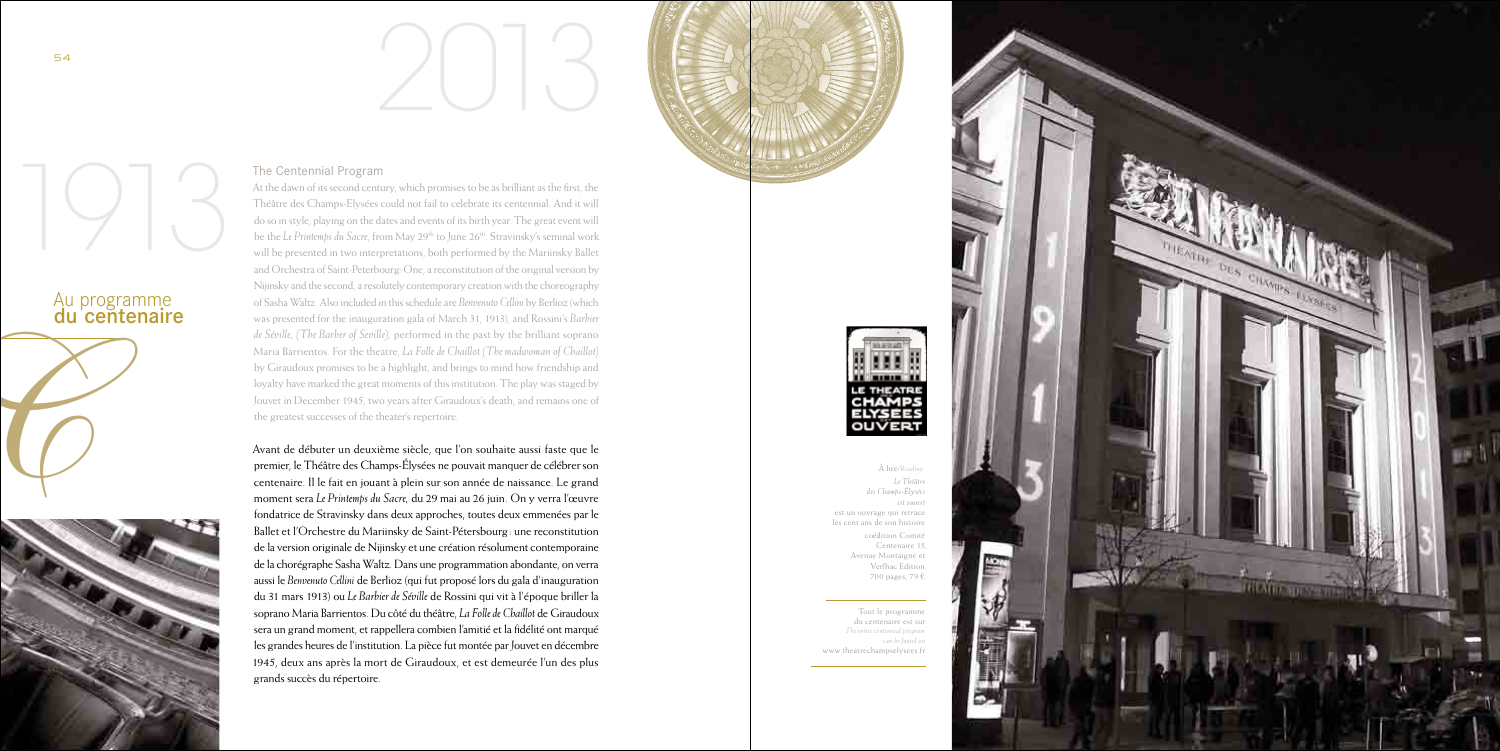# Au programme du centenaire

## The Centennial Program

At the dawn of its second century, which promises to be as brilliant as the first, the Théâtre des Champs-Elysées could not fail to celebrate its centennial. And it will do so in style, playing on the dates and events of its birth year. The great event will be the *Le Printemps du Sacre*, from May 29th to June 26th. Stravinsky's seminal work will be presented in two interpretations, both performed by the Mariinsky Ballet and Orchestra of Saint-Petersburg: One, a reconstitution of the original version by Nijinsky and the second, a resolutely contemporary creation with the choreography of Sasha Waltz. Also included in this schedule are *Benvenuto Cellini* by Berlioz (which was presented for the inauguration gala of March 31, 1913), and Rossini's *Barbier de Séville*, (*The Barber of Seville*), performed in the past by the brilliant soprano Maria Barrientos. For the theatre, *La Folle de Chaillot* (*The madwoman of Chaillot*) by Giraudoux promises to be a highlight, and brings to mind how friendship and loyalty have marked the great moments of this institution. The play was staged by Jouvet in December 1945, two years after Giraudoux's death, and remains one of the greatest successes of the theater's repertoire.

Avant de débuter un deuxième siècle, que l'on souhaite aussi faste que le premier, le Théâtre des Champs-Élysées ne pouvait manquer de célébrer son centenaire. Il le fait en jouant à plein sur son année de naissance. Le grand moment sera *Le Printemps du Sacre*, du 29 mai au 26 juin. On y verra l'œuvre fondatrice de Stravinsky dans deux approches, toutes deux emmenées par le Ballet et l'Orchestre du Mariinsky de Saint-Pétersbourg : une reconstitution de la version originale de Nijinsky et une création résolument contemporaine de la chorégraphe Sasha Waltz. Dans une programmation abondante, on verra aussi le *Benvenuto Cellini* de Berlioz (qui fut proposé lors du gala d'inauguration du 31 mars 1913) ou *Le Barbier de Séville* de Rossini qui vit à l'époque briller la soprano Maria Barrientos. Du côté du théâtre, *La Folle de Chaillot* de Giraudoux sera un grand moment, et rappellera combien l'amitié et la fidélité ont marqué les grandes heures de l'institution. La pièce fut montée par Jouvet en décembre 1945, deux ans après la mort de Giraudoux, et est demeurée l'un des plus grands succès du répertoire.

À lire/*Reading* : *Le Théâtre des Champs-Élysées est ouvert* est un ouvrage qui retrace les cent ans de son histoire coédition Comité Centenaire 15 Avenue Montaigne et Verlhac Edition, 700 pages, 79 €.

Tout le programme du centenaire est sur *The entire centennial program can be found on* www.theatrechampselysees.fr